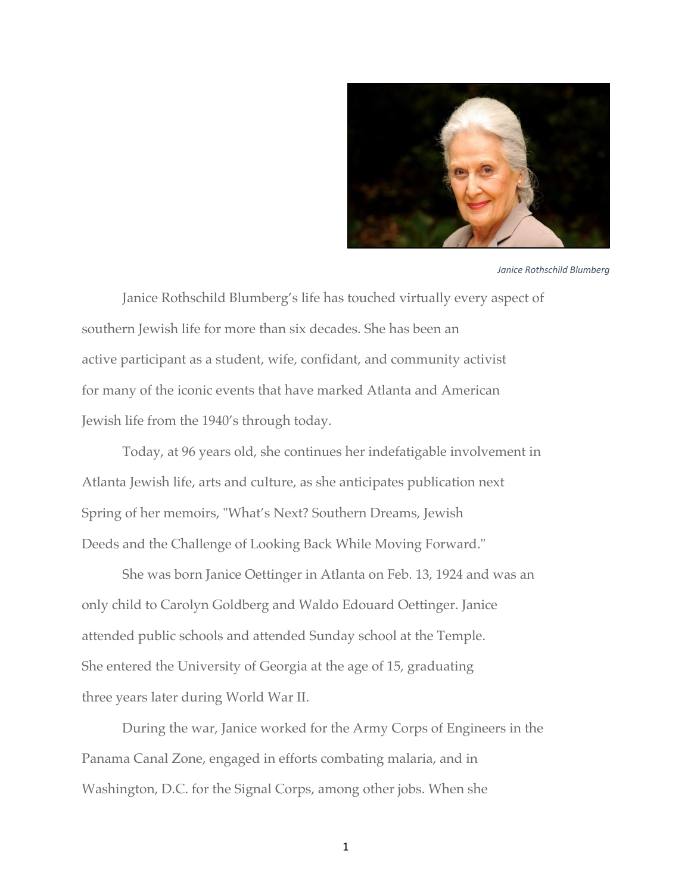*Janice Rothschild Blumberg*

Janice Rothschild Blumberg's life has touched virtually every aspect of southern Jewish life for more than six decades. She has been an active participant as a student, wife, confidant, and community activist for many of the iconic events that have marked Atlanta and American Jewish life from the 1940's through today.

Today, at 96 years old, she continues her indefatigable involvement in Atlanta Jewish life, arts and culture, as she anticipates publication next Spring of her memoirs, "What's Next? Southern Dreams, Jewish Deeds and the Challenge of Looking Back While Moving Forward."

She was born Janice Oettinger in Atlanta on Feb. 13, 1924 and was an only child to Carolyn Goldberg and Waldo Edouard Oettinger. Janice attended public schools and attended Sunday school at the Temple. She entered the University of Georgia at the age of 15, graduating three years later during World War II.

During the war, Janice worked for the Army Corps of Engineers in the Panama Canal Zone, engaged in efforts combating malaria, and in Washington, D.C. for the Signal Corps, among other jobs. When she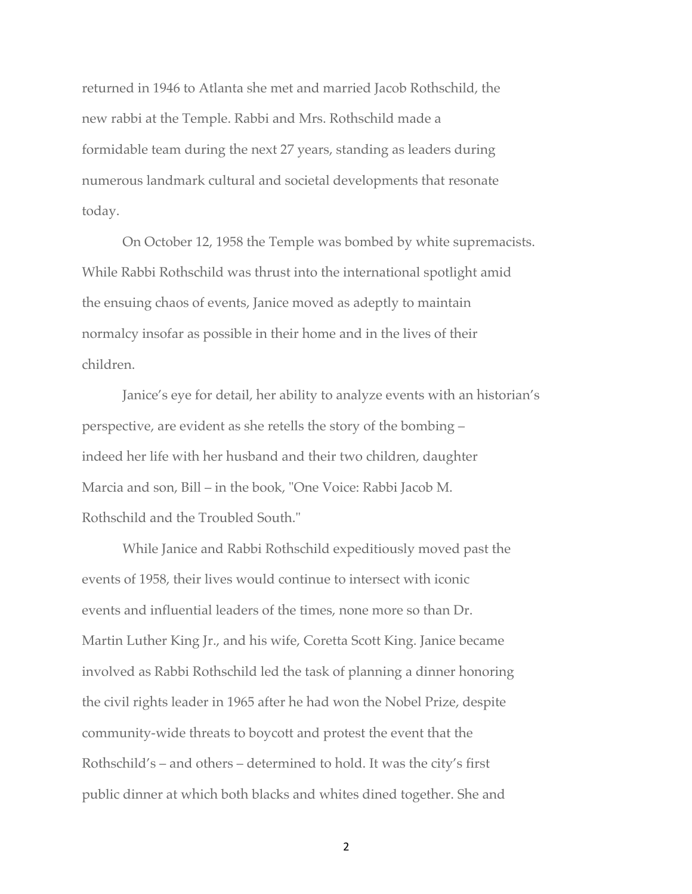returned in 1946 to Atlanta she met and married Jacob Rothschild, the new rabbi at the Temple. Rabbi and Mrs. Rothschild made a formidable team during the next 27 years, standing as leaders during numerous landmark cultural and societal developments that resonate today.

On October 12, 1958 the Temple was bombed by white supremacists. While Rabbi Rothschild was thrust into the international spotlight amid the ensuing chaos of events, Janice moved as adeptly to maintain normalcy insofar as possible in their home and in the lives of their children.

Janice's eye for detail, her ability to analyze events with an historian's perspective, are evident as she retells the story of the bombing – indeed her life with her husband and their two children, daughter Marcia and son, Bill – in the book, "One Voice: Rabbi Jacob M. Rothschild and the Troubled South."

While Janice and Rabbi Rothschild expeditiously moved past the events of 1958, their lives would continue to intersect with iconic events and influential leaders of the times, none more so than Dr. Martin Luther King Jr., and his wife, Coretta Scott King. Janice became involved as Rabbi Rothschild led the task of planning a dinner honoring the civil rights leader in 1965 after he had won the Nobel Prize, despite community-wide threats to boycott and protest the event that the Rothschild's – and others – determined to hold. It was the city's first public dinner at which both blacks and whites dined together. She and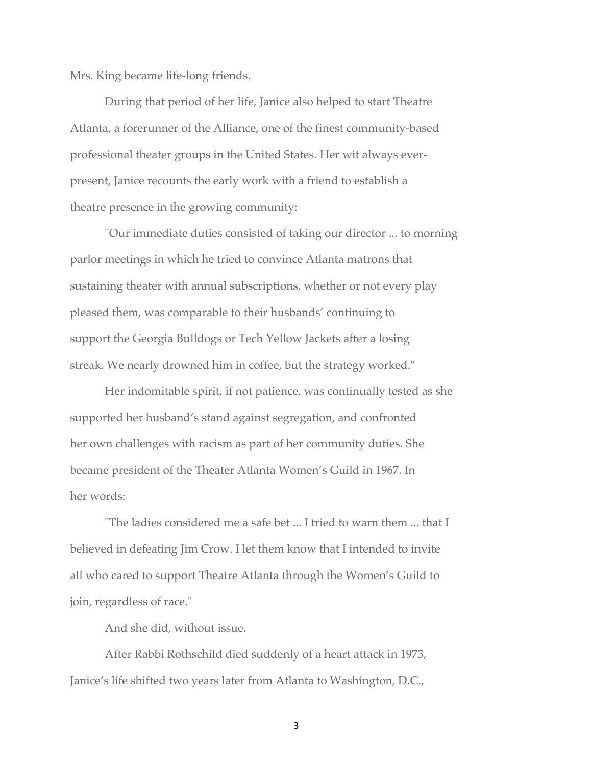Mrs. King became life-long friends.

During that period of her life, Janice also helped to start Theatre Atlanta, a forerunner of the Alliance, one of the finest community-based professional theater groups in the United States. Her wit always ever-present, Janice recounts the early work with a friend to establish a theatre presence in the growing community:

"Our immediate duties consisted of taking our director ... to morning parlor meetings in which he tried to convince Atlanta matrons that sustaining theater with annual subscriptions, whether or not every play pleased them, was comparable to their husbands' continuing to support the Georgia Bulldogs or Tech Yellow Jackets after a losing streak. We nearly drowned him in coffee, but the strategy worked."

Her indomitable spirit, if not patience, was continually tested as she supported her husband's stand against segregation, and confronted her own challenges with racism as part of her community duties. She became president of the Theater Atlanta Women's Guild in 1967. In her words:

"The ladies considered me a safe bet ... I tried to warn them ... that I believed in defeating Jim Crow. I let them know that I intended to invite all who cared to support Theatre Atlanta through the Women's Guild to join, regardless of race."

And she did, without issue.

After Rabbi Rothschild died suddenly of a heart attack in 1973, Janice's life shifted two years later from Atlanta to Washington, D.C.,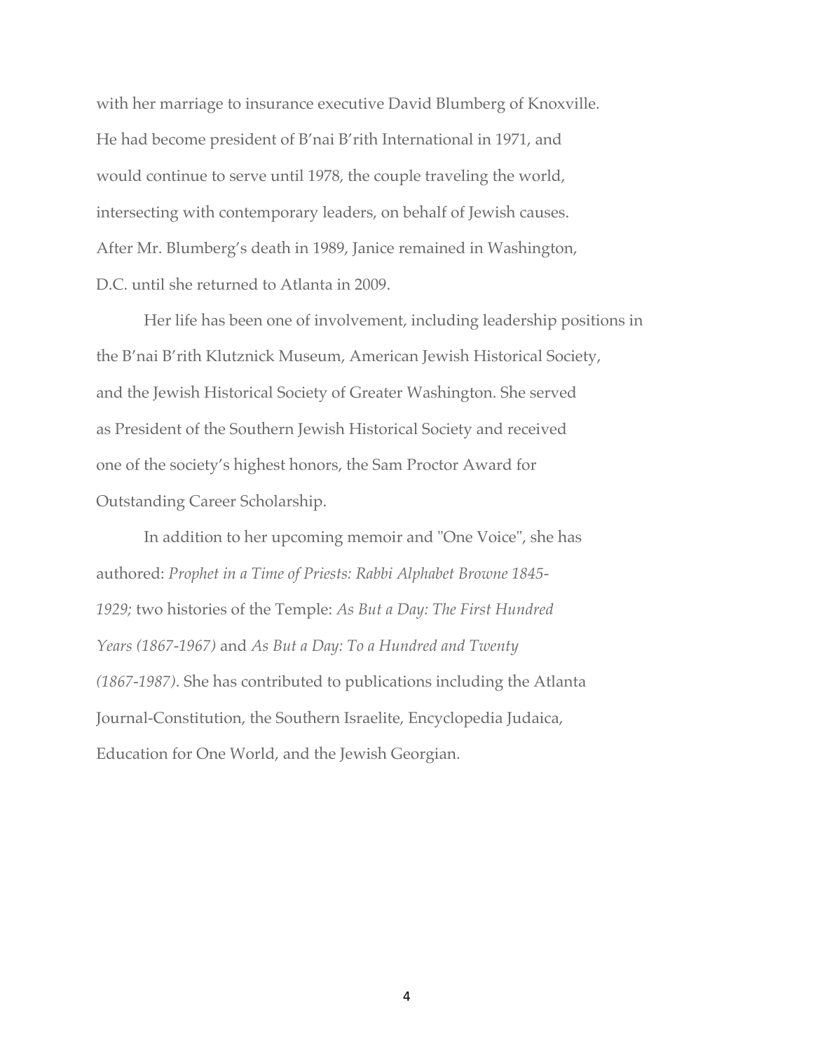with her marriage to insurance executive David Blumberg of Knoxville. He had become president of B'nai B'rith International in 1971, and would continue to serve until 1978, the couple traveling the world, intersecting with contemporary leaders, on behalf of Jewish causes. After Mr. Blumberg's death in 1989, Janice remained in Washington, D.C. until she returned to Atlanta in 2009.

Her life has been one of involvement, including leadership positions in the B'nai B'rith Klutznick Museum, American Jewish Historical Society, and the Jewish Historical Society of Greater Washington. She served as President of the Southern Jewish Historical Society and received one of the society's highest honors, the Sam Proctor Award for Outstanding Career Scholarship.

In addition to her upcoming memoir and "One Voice", she has authored: *Prophet in a Time of Priests: Rabbi Alphabet Browne 1845-1929;* two histories of the Temple: *As But a Day: The First Hundred Years (1867-1967)* and *As But a Day: To a Hundred and Twenty (1867-1987)*. She has contributed to publications including the Atlanta Journal-Constitution, the Southern Israelite, Encyclopedia Judaica, Education for One World, and the Jewish Georgian.